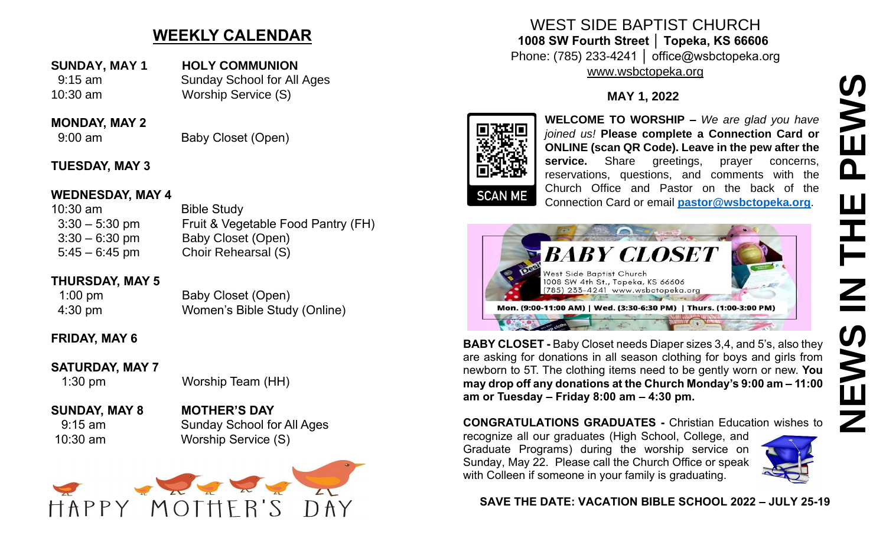## WEEKLY CALENDAR

**SUNDAY, MAY 1** — **HOLY COMMUNION**

| | |
|---|---|
| 9:15 am | Sunday School for All Ages |
| 10:30 am | Worship Service (S) |

**MONDAY, MAY 2**

| | |
|---|---|
| 9:00 am | Baby Closet (Open) |

**TUESDAY, MAY 3**

**WEDNESDAY, MAY 4**

| | |
|---|---|
| 10:30 am | Bible Study |
| 3:30 – 5:30 pm | Fruit & Vegetable Food Pantry (FH) |
| 3:30 – 6:30 pm | Baby Closet (Open) |
| 5:45 – 6:45 pm | Choir Rehearsal (S) |

**THURSDAY, MAY 5**

| | |
|---|---|
| 1:00 pm | Baby Closet (Open) |
| 4:30 pm | Women's Bible Study (Online) |

**FRIDAY, MAY 6**

**SATURDAY, MAY 7**

| | |
|---|---|
| 1:30 pm | Worship Team (HH) |

**SUNDAY, MAY 8** — **MOTHER'S DAY**

| | |
|---|---|
| 9:15 am | Sunday School for All Ages |
| 10:30 am | Worship Service (S) |

HAPPY MOTHER'S DAY

# WEST SIDE BAPTIST CHURCH

**1008 SW Fourth Street │ Topeka, KS 66606**
Phone: (785) 233-4241 │ office@wsbctopeka.org
www.wsbctopeka.org

**MAY 1, 2022**

SCAN ME

**WELCOME TO WORSHIP –** *We are glad you have joined us!* **Please complete a Connection Card or ONLINE (scan QR Code). Leave in the pew after the service.** Share greetings, prayer concerns, reservations, questions, and comments with the Church Office and Pastor on the back of the Connection Card or email **pastor@wsbctopeka.org**.

*BABY CLOSET*
West Side Baptist Church
1008 SW 4th St., Topeka, KS 66606
(785) 233-4241 www.wsbctopeka.org
**Mon. (9:00-11:00 AM) | Wed. (3:30-6:30 PM) | Thurs. (1:00-3:00 PM)**

**BABY CLOSET -** Baby Closet needs Diaper sizes 3,4, and 5's, also they are asking for donations in all season clothing for boys and girls from newborn to 5T. The clothing items need to be gently worn or new. **You may drop off any donations at the Church Monday's 9:00 am – 11:00 am or Tuesday – Friday 8:00 am – 4:30 pm.**

**CONGRATULATIONS GRADUATES -** Christian Education wishes to recognize all our graduates (High School, College, and Graduate Programs) during the worship service on Sunday, May 22. Please call the Church Office or speak with Colleen if someone in your family is graduating.

**SAVE THE DATE: VACATION BIBLE SCHOOL 2022 – JULY 25-19**

**NEWS IN THE PEWS**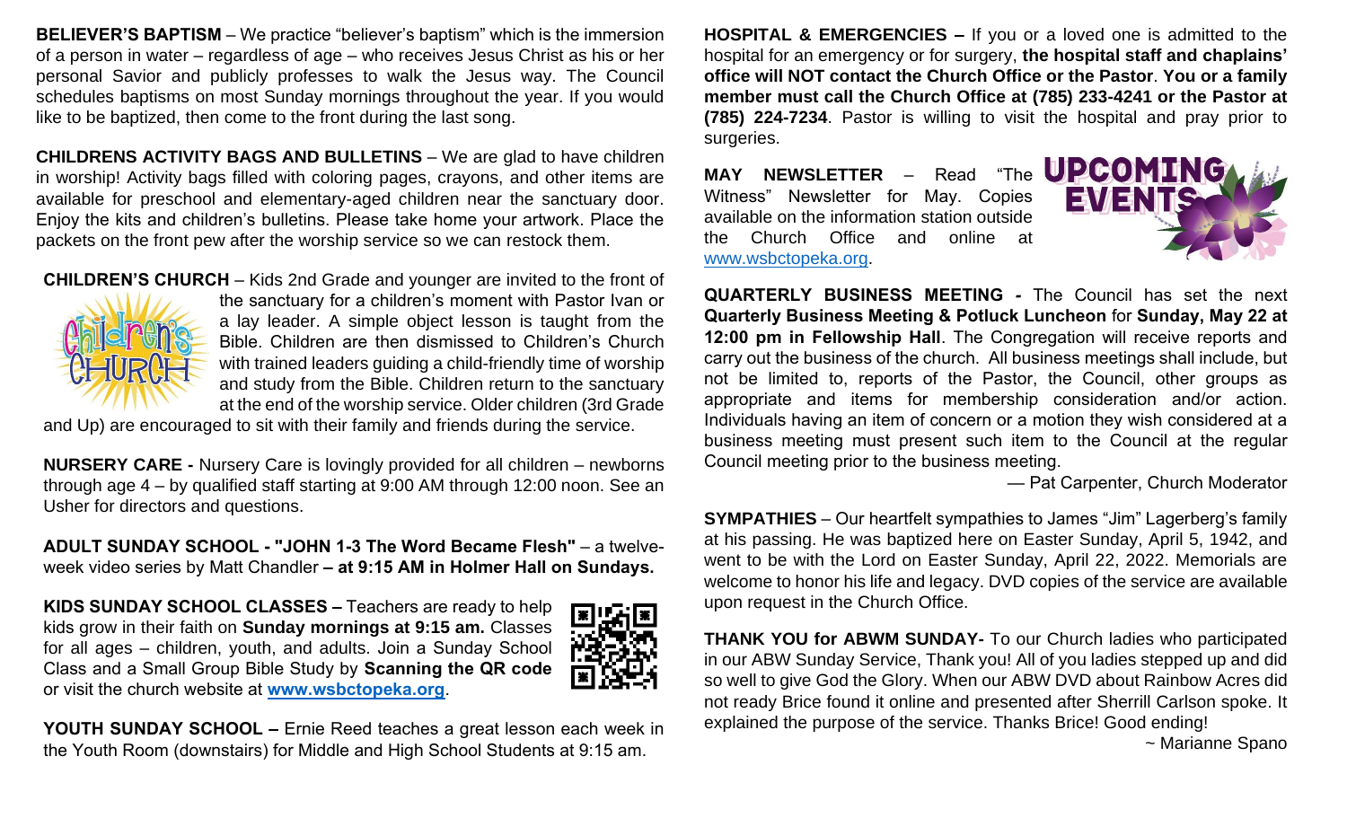**BELIEVER'S BAPTISM** – We practice "believer's baptism" which is the immersion of a person in water – regardless of age – who receives Jesus Christ as his or her personal Savior and publicly professes to walk the Jesus way. The Council schedules baptisms on most Sunday mornings throughout the year. If you would like to be baptized, then come to the front during the last song.

**CHILDRENS ACTIVITY BAGS AND BULLETINS** – We are glad to have children in worship! Activity bags filled with coloring pages, crayons, and other items are available for preschool and elementary-aged children near the sanctuary door. Enjoy the kits and children's bulletins. Please take home your artwork. Place the packets on the front pew after the worship service so we can restock them.

**CHILDREN'S CHURCH** – Kids 2nd Grade and younger are invited to the front of the sanctuary for a children's moment with Pastor Ivan or a lay leader. A simple object lesson is taught from the Bible. Children are then dismissed to Children's Church with trained leaders guiding a child-friendly time of worship and study from the Bible. Children return to the sanctuary at the end of the worship service. Older children (3rd Grade and Up) are encouraged to sit with their family and friends during the service.

**NURSERY CARE -** Nursery Care is lovingly provided for all children – newborns through age 4 – by qualified staff starting at 9:00 AM through 12:00 noon. See an Usher for directors and questions.

**ADULT SUNDAY SCHOOL - "JOHN 1-3 The Word Became Flesh"** – a twelve-week video series by Matt Chandler **– at 9:15 AM in Holmer Hall on Sundays.**

**KIDS SUNDAY SCHOOL CLASSES –** Teachers are ready to help kids grow in their faith on **Sunday mornings at 9:15 am.** Classes for all ages – children, youth, and adults. Join a Sunday School Class and a Small Group Bible Study by **Scanning the QR code** or visit the church website at **www.wsbctopeka.org**.

**YOUTH SUNDAY SCHOOL –** Ernie Reed teaches a great lesson each week in the Youth Room (downstairs) for Middle and High School Students at 9:15 am.

**HOSPITAL & EMERGENCIES –** If you or a loved one is admitted to the hospital for an emergency or for surgery, **the hospital staff and chaplains' office will NOT contact the Church Office or the Pastor**. **You or a family member must call the Church Office at (785) 233-4241 or the Pastor at (785) 224-7234**. Pastor is willing to visit the hospital and pray prior to surgeries.

**UPCOMING EVENTS**

**MAY NEWSLETTER** – Read "The Witness" Newsletter for May. Copies available on the information station outside the Church Office and online at www.wsbctopeka.org.

**QUARTERLY BUSINESS MEETING -** The Council has set the next **Quarterly Business Meeting & Potluck Luncheon** for **Sunday, May 22 at 12:00 pm in Fellowship Hall**. The Congregation will receive reports and carry out the business of the church. All business meetings shall include, but not be limited to, reports of the Pastor, the Council, other groups as appropriate and items for membership consideration and/or action. Individuals having an item of concern or a motion they wish considered at a business meeting must present such item to the Council at the regular Council meeting prior to the business meeting.

— Pat Carpenter, Church Moderator

**SYMPATHIES** – Our heartfelt sympathies to James "Jim" Lagerberg's family at his passing. He was baptized here on Easter Sunday, April 5, 1942, and went to be with the Lord on Easter Sunday, April 22, 2022. Memorials are welcome to honor his life and legacy. DVD copies of the service are available upon request in the Church Office.

**THANK YOU for ABWM SUNDAY-** To our Church ladies who participated in our ABW Sunday Service, Thank you! All of you ladies stepped up and did so well to give God the Glory. When our ABW DVD about Rainbow Acres did not ready Brice found it online and presented after Sherrill Carlson spoke. It explained the purpose of the service. Thanks Brice! Good ending!

~ Marianne Spano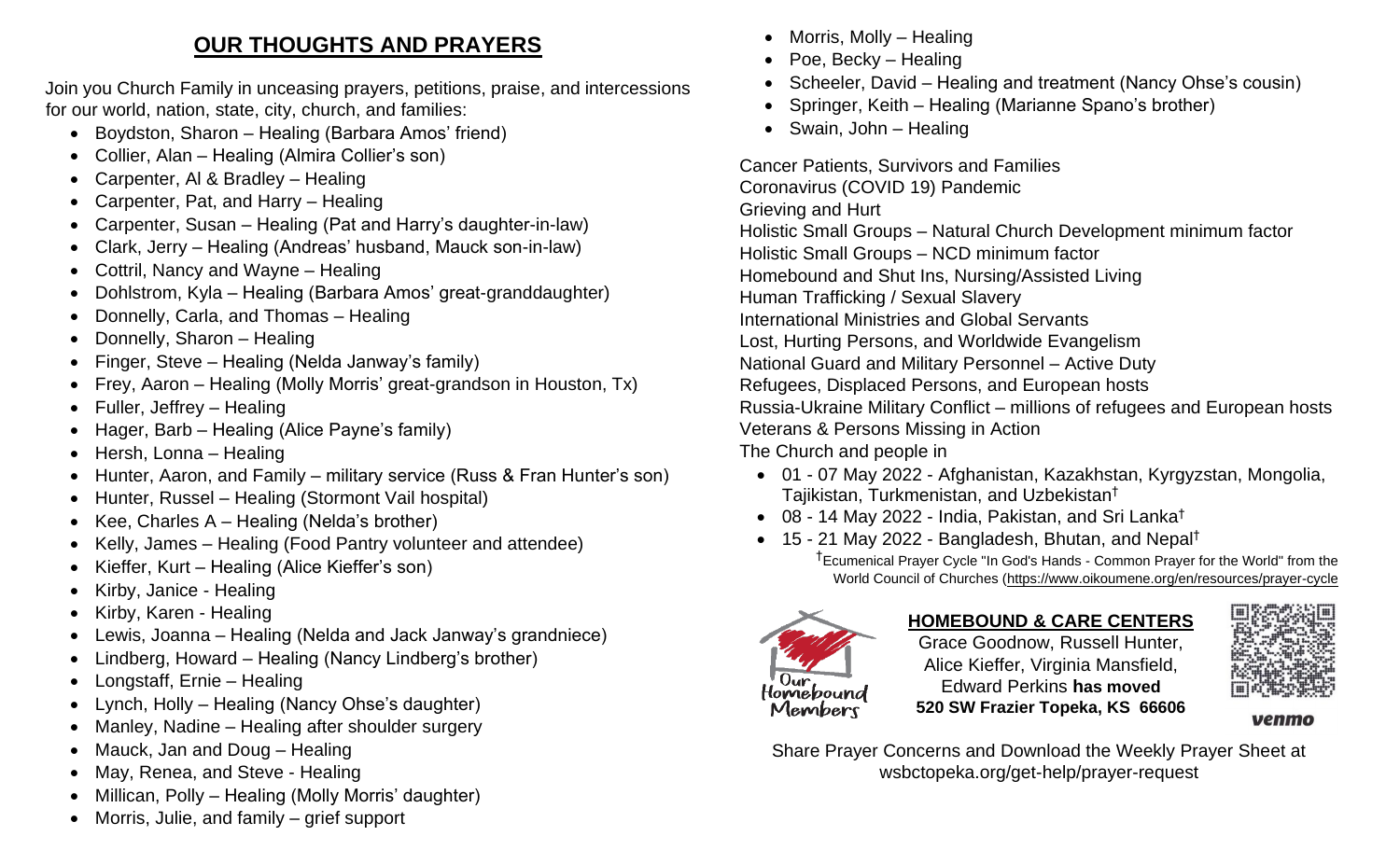## OUR THOUGHTS AND PRAYERS

Join you Church Family in unceasing prayers, petitions, praise, and intercessions for our world, nation, state, city, church, and families:

- Boydston, Sharon – Healing (Barbara Amos' friend)
- Collier, Alan – Healing (Almira Collier's son)
- Carpenter, Al & Bradley – Healing
- Carpenter, Pat, and Harry – Healing
- Carpenter, Susan – Healing (Pat and Harry's daughter-in-law)
- Clark, Jerry – Healing (Andreas' husband, Mauck son-in-law)
- Cottril, Nancy and Wayne – Healing
- Dohlstrom, Kyla – Healing (Barbara Amos' great-granddaughter)
- Donnelly, Carla, and Thomas – Healing
- Donnelly, Sharon – Healing
- Finger, Steve – Healing (Nelda Janway's family)
- Frey, Aaron – Healing (Molly Morris' great-grandson in Houston, Tx)
- Fuller, Jeffrey – Healing
- Hager, Barb – Healing (Alice Payne's family)
- Hersh, Lonna – Healing
- Hunter, Aaron, and Family – military service (Russ & Fran Hunter's son)
- Hunter, Russel – Healing (Stormont Vail hospital)
- Kee, Charles A – Healing (Nelda's brother)
- Kelly, James – Healing (Food Pantry volunteer and attendee)
- Kieffer, Kurt – Healing (Alice Kieffer's son)
- Kirby, Janice - Healing
- Kirby, Karen - Healing
- Lewis, Joanna – Healing (Nelda and Jack Janway's grandniece)
- Lindberg, Howard – Healing (Nancy Lindberg's brother)
- Longstaff, Ernie – Healing
- Lynch, Holly – Healing (Nancy Ohse's daughter)
- Manley, Nadine – Healing after shoulder surgery
- Mauck, Jan and Doug – Healing
- May, Renea, and Steve - Healing
- Millican, Polly – Healing (Molly Morris' daughter)
- Morris, Julie, and family – grief support
- Morris, Molly – Healing
- Poe, Becky – Healing
- Scheeler, David – Healing and treatment (Nancy Ohse's cousin)
- Springer, Keith – Healing (Marianne Spano's brother)
- Swain, John – Healing

Cancer Patients, Survivors and Families
Coronavirus (COVID 19) Pandemic
Grieving and Hurt
Holistic Small Groups – Natural Church Development minimum factor
Holistic Small Groups – NCD minimum factor
Homebound and Shut Ins, Nursing/Assisted Living
Human Trafficking / Sexual Slavery
International Ministries and Global Servants
Lost, Hurting Persons, and Worldwide Evangelism
National Guard and Military Personnel – Active Duty
Refugees, Displaced Persons, and European hosts
Russia-Ukraine Military Conflict – millions of refugees and European hosts
Veterans & Persons Missing in Action
The Church and people in

- 01 - 07 May 2022 - Afghanistan, Kazakhstan, Kyrgyzstan, Mongolia, Tajikistan, Turkmenistan, and Uzbekistan†
- 08 - 14 May 2022 - India, Pakistan, and Sri Lanka†
- 15 - 21 May 2022 - Bangladesh, Bhutan, and Nepal†

†Ecumenical Prayer Cycle "In God's Hands - Common Prayer for the World" from the World Council of Churches (https://www.oikoumene.org/en/resources/prayer-cycle

Our Homebound Members

**HOMEBOUND & CARE CENTERS**
Grace Goodnow, Russell Hunter, Alice Kieffer, Virginia Mansfield, Edward Perkins **has moved**
**520 SW Frazier Topeka, KS 66606**

venmo

Share Prayer Concerns and Download the Weekly Prayer Sheet at wsbctopeka.org/get-help/prayer-request